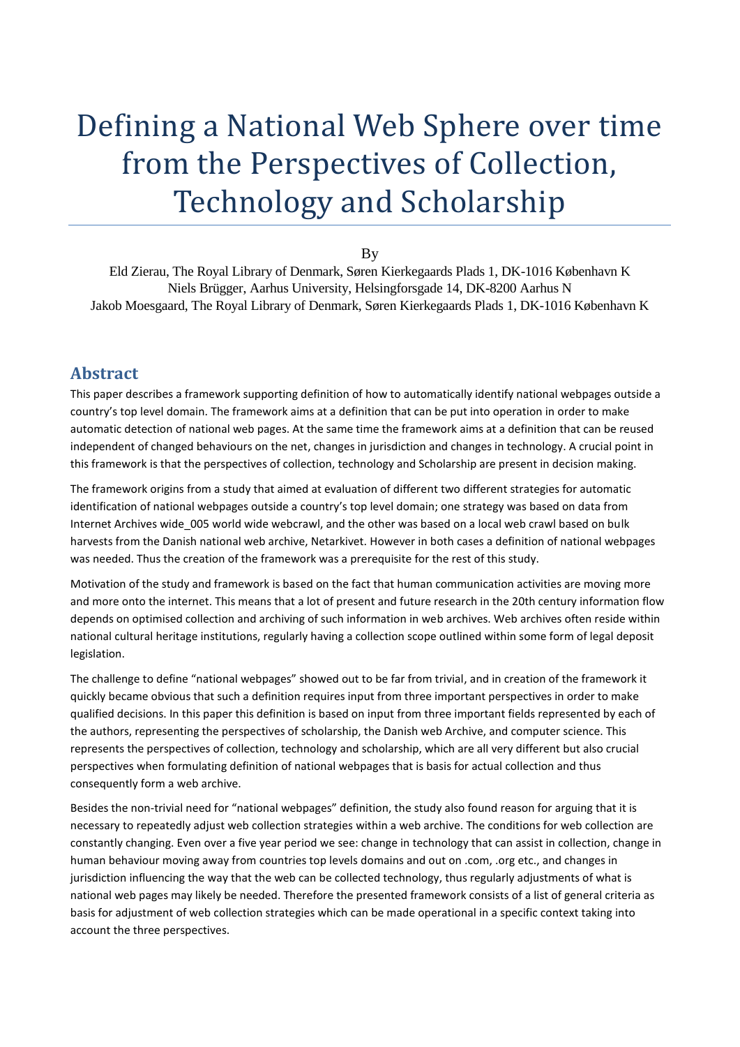# Defining a National Web Sphere over time from the Perspectives of Collection, Technology and Scholarship

By

Eld Zierau, The Royal Library of Denmark, Søren Kierkegaards Plads 1, DK-1016 København K
Niels Brügger, Aarhus University, Helsingforsgade 14, DK-8200 Aarhus N
Jakob Moesgaard, The Royal Library of Denmark, Søren Kierkegaards Plads 1, DK-1016 København K

## Abstract

This paper describes a framework supporting definition of how to automatically identify national webpages outside a country's top level domain. The framework aims at a definition that can be put into operation in order to make automatic detection of national web pages. At the same time the framework aims at a definition that can be reused independent of changed behaviours on the net, changes in jurisdiction and changes in technology. A crucial point in this framework is that the perspectives of collection, technology and Scholarship are present in decision making.

The framework origins from a study that aimed at evaluation of different two different strategies for automatic identification of national webpages outside a country's top level domain; one strategy was based on data from Internet Archives wide_005 world wide webcrawl, and the other was based on a local web crawl based on bulk harvests from the Danish national web archive, Netarkivet. However in both cases a definition of national webpages was needed. Thus the creation of the framework was a prerequisite for the rest of this study.

Motivation of the study and framework is based on the fact that human communication activities are moving more and more onto the internet. This means that a lot of present and future research in the 20th century information flow depends on optimised collection and archiving of such information in web archives. Web archives often reside within national cultural heritage institutions, regularly having a collection scope outlined within some form of legal deposit legislation.

The challenge to define "national webpages" showed out to be far from trivial, and in creation of the framework it quickly became obvious that such a definition requires input from three important perspectives in order to make qualified decisions. In this paper this definition is based on input from three important fields represented by each of the authors, representing the perspectives of scholarship, the Danish web Archive, and computer science. This represents the perspectives of collection, technology and scholarship, which are all very different but also crucial perspectives when formulating definition of national webpages that is basis for actual collection and thus consequently form a web archive.

Besides the non-trivial need for "national webpages" definition, the study also found reason for arguing that it is necessary to repeatedly adjust web collection strategies within a web archive. The conditions for web collection are constantly changing. Even over a five year period we see: change in technology that can assist in collection, change in human behaviour moving away from countries top levels domains and out on .com, .org etc., and changes in jurisdiction influencing the way that the web can be collected technology, thus regularly adjustments of what is national web pages may likely be needed. Therefore the presented framework consists of a list of general criteria as basis for adjustment of web collection strategies which can be made operational in a specific context taking into account the three perspectives.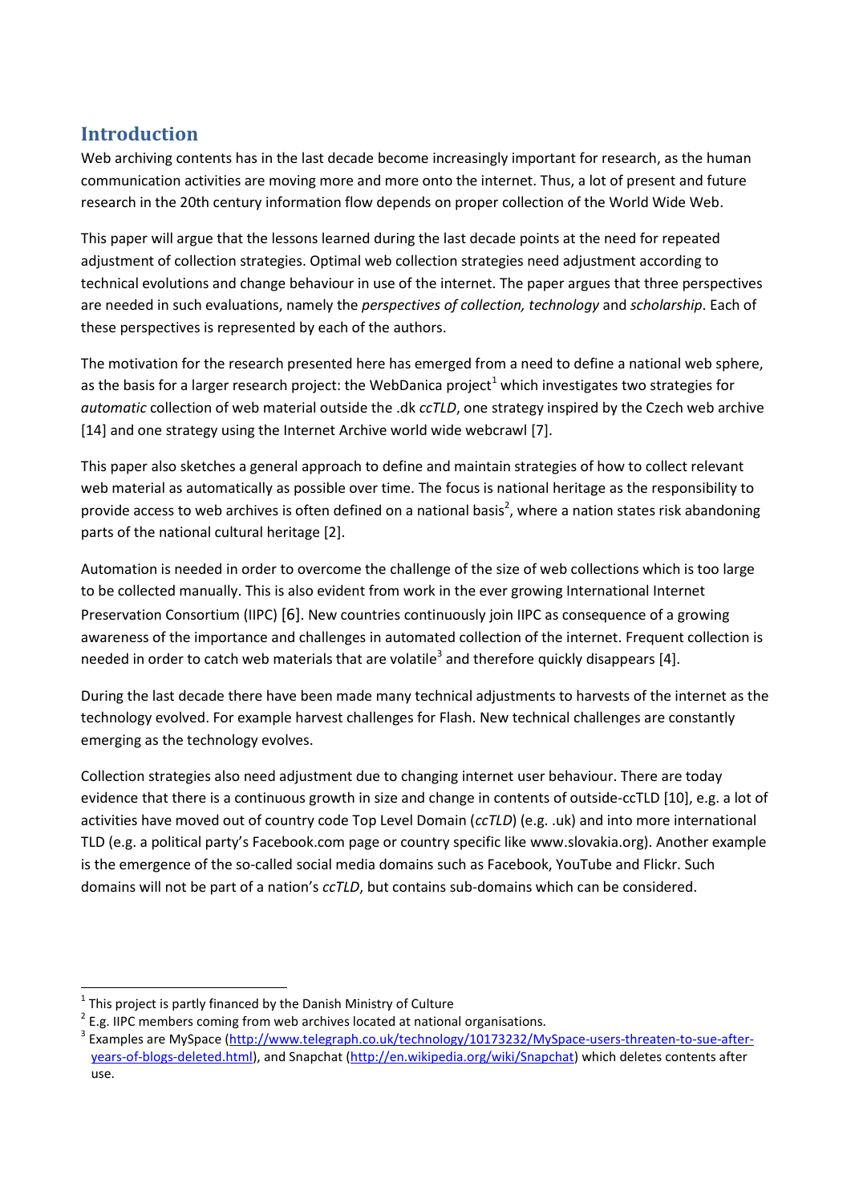## Introduction

Web archiving contents has in the last decade become increasingly important for research, as the human communication activities are moving more and more onto the internet. Thus, a lot of present and future research in the 20th century information flow depends on proper collection of the World Wide Web.

This paper will argue that the lessons learned during the last decade points at the need for repeated adjustment of collection strategies. Optimal web collection strategies need adjustment according to technical evolutions and change behaviour in use of the internet. The paper argues that three perspectives are needed in such evaluations, namely the *perspectives of collection, technology* and *scholarship*. Each of these perspectives is represented by each of the authors.

The motivation for the research presented here has emerged from a need to define a national web sphere, as the basis for a larger research project: the WebDanica project[1] which investigates two strategies for *automatic* collection of web material outside the .dk *ccTLD*, one strategy inspired by the Czech web archive [14] and one strategy using the Internet Archive world wide webcrawl [7].

This paper also sketches a general approach to define and maintain strategies of how to collect relevant web material as automatically as possible over time. The focus is national heritage as the responsibility to provide access to web archives is often defined on a national basis[2], where a nation states risk abandoning parts of the national cultural heritage [2].

Automation is needed in order to overcome the challenge of the size of web collections which is too large to be collected manually. This is also evident from work in the ever growing International Internet Preservation Consortium (IIPC) [6]. New countries continuously join IIPC as consequence of a growing awareness of the importance and challenges in automated collection of the internet. Frequent collection is needed in order to catch web materials that are volatile[3] and therefore quickly disappears [4].

During the last decade there have been made many technical adjustments to harvests of the internet as the technology evolved. For example harvest challenges for Flash. New technical challenges are constantly emerging as the technology evolves.

Collection strategies also need adjustment due to changing internet user behaviour. There are today evidence that there is a continuous growth in size and change in contents of outside-ccTLD [10], e.g. a lot of activities have moved out of country code Top Level Domain (*ccTLD*) (e.g. .uk) and into more international TLD (e.g. a political party's Facebook.com page or country specific like www.slovakia.org). Another example is the emergence of the so-called social media domains such as Facebook, YouTube and Flickr. Such domains will not be part of a nation's *ccTLD*, but contains sub-domains which can be considered.

---

[1] This project is partly financed by the Danish Ministry of Culture

[2] E.g. IIPC members coming from web archives located at national organisations.

[3] Examples are MySpace (http://www.telegraph.co.uk/technology/10173232/MySpace-users-threaten-to-sue-after-years-of-blogs-deleted.html), and Snapchat (http://en.wikipedia.org/wiki/Snapchat) which deletes contents after use.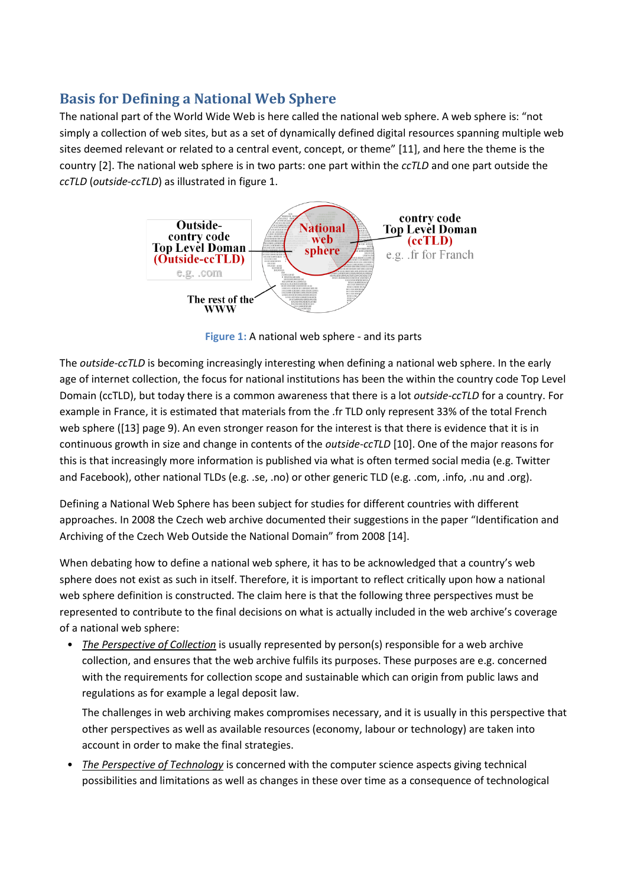## Basis for Defining a National Web Sphere

The national part of the World Wide Web is here called the national web sphere. A web sphere is: "not simply a collection of web sites, but as a set of dynamically defined digital resources spanning multiple web sites deemed relevant or related to a central event, concept, or theme" [11], and here the theme is the country [2]. The national web sphere is in two parts: one part within the *ccTLD* and one part outside the *ccTLD* (*outside-ccTLD*) as illustrated in figure 1.

**Figure 1:** A national web sphere - and its parts

The *outside-ccTLD* is becoming increasingly interesting when defining a national web sphere. In the early age of internet collection, the focus for national institutions has been the within the country code Top Level Domain (ccTLD), but today there is a common awareness that there is a lot *outside-ccTLD* for a country. For example in France, it is estimated that materials from the .fr TLD only represent 33% of the total French web sphere ([13] page 9). An even stronger reason for the interest is that there is evidence that it is in continuous growth in size and change in contents of the *outside-ccTLD* [10]. One of the major reasons for this is that increasingly more information is published via what is often termed social media (e.g. Twitter and Facebook), other national TLDs (e.g. .se, .no) or other generic TLD (e.g. .com, .info, .nu and .org).

Defining a National Web Sphere has been subject for studies for different countries with different approaches. In 2008 the Czech web archive documented their suggestions in the paper "Identification and Archiving of the Czech Web Outside the National Domain" from 2008 [14].

When debating how to define a national web sphere, it has to be acknowledged that a country's web sphere does not exist as such in itself. Therefore, it is important to reflect critically upon how a national web sphere definition is constructed. The claim here is that the following three perspectives must be represented to contribute to the final decisions on what is actually included in the web archive's coverage of a national web sphere:

- *The Perspective of Collection* is usually represented by person(s) responsible for a web archive collection, and ensures that the web archive fulfils its purposes. These purposes are e.g. concerned with the requirements for collection scope and sustainable which can origin from public laws and regulations as for example a legal deposit law.

  The challenges in web archiving makes compromises necessary, and it is usually in this perspective that other perspectives as well as available resources (economy, labour or technology) are taken into account in order to make the final strategies.

- *The Perspective of Technology* is concerned with the computer science aspects giving technical possibilities and limitations as well as changes in these over time as a consequence of technological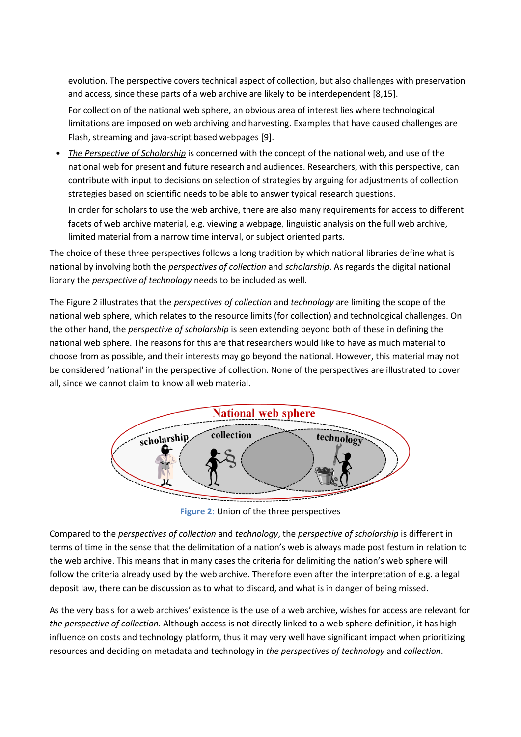evolution. The perspective covers technical aspect of collection, but also challenges with preservation and access, since these parts of a web archive are likely to be interdependent [8,15].

For collection of the national web sphere, an obvious area of interest lies where technological limitations are imposed on web archiving and harvesting. Examples that have caused challenges are Flash, streaming and java-script based webpages [9].

- _The Perspective of Scholarship_ is concerned with the concept of the national web, and use of the national web for present and future research and audiences. Researchers, with this perspective, can contribute with input to decisions on selection of strategies by arguing for adjustments of collection strategies based on scientific needs to be able to answer typical research questions.

  In order for scholars to use the web archive, there are also many requirements for access to different facets of web archive material, e.g. viewing a webpage, linguistic analysis on the full web archive, limited material from a narrow time interval, or subject oriented parts.

The choice of these three perspectives follows a long tradition by which national libraries define what is national by involving both the *perspectives of collection* and *scholarship*. As regards the digital national library the *perspective of technology* needs to be included as well.

The Figure 2 illustrates that the *perspectives of collection* and *technology* are limiting the scope of the national web sphere, which relates to the resource limits (for collection) and technological challenges. On the other hand, the *perspective of scholarship* is seen extending beyond both of these in defining the national web sphere. The reasons for this are that researchers would like to have as much material to choose from as possible, and their interests may go beyond the national. However, this material may not be considered 'national' in the perspective of collection. None of the perspectives are illustrated to cover all, since we cannot claim to know all web material.

Figure 2: Union of the three perspectives

Compared to the *perspectives of collection* and *technology*, the *perspective of scholarship* is different in terms of time in the sense that the delimitation of a nation's web is always made post festum in relation to the web archive. This means that in many cases the criteria for delimiting the nation's web sphere will follow the criteria already used by the web archive. Therefore even after the interpretation of e.g. a legal deposit law, there can be discussion as to what to discard, and what is in danger of being missed.

As the very basis for a web archives' existence is the use of a web archive, wishes for access are relevant for *the perspective of collection*. Although access is not directly linked to a web sphere definition, it has high influence on costs and technology platform, thus it may very well have significant impact when prioritizing resources and deciding on metadata and technology in *the perspectives of technology* and *collection*.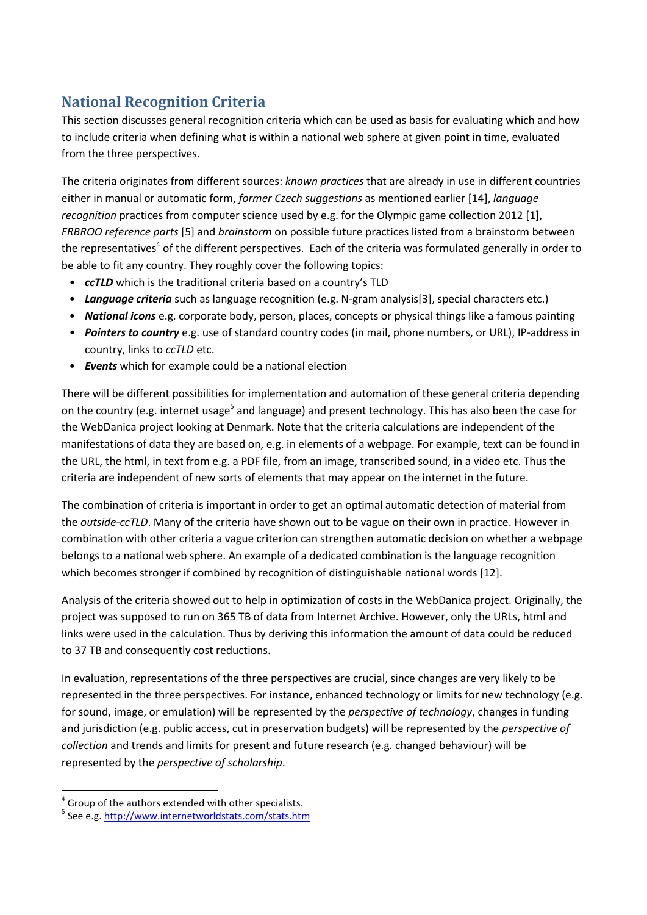## National Recognition Criteria

This section discusses general recognition criteria which can be used as basis for evaluating which and how to include criteria when defining what is within a national web sphere at given point in time, evaluated from the three perspectives.

The criteria originates from different sources: *known practices* that are already in use in different countries either in manual or automatic form, *former Czech suggestions* as mentioned earlier [14], *language recognition* practices from computer science used by e.g. for the Olympic game collection 2012 [1], *FRBROO reference parts* [5] and *brainstorm* on possible future practices listed from a brainstorm between the representatives[4] of the different perspectives. Each of the criteria was formulated generally in order to be able to fit any country. They roughly cover the following topics:

- ***ccTLD*** which is the traditional criteria based on a country's TLD
- ***Language criteria*** such as language recognition (e.g. N-gram analysis[3], special characters etc.)
- ***National icons*** e.g. corporate body, person, places, concepts or physical things like a famous painting
- ***Pointers to country*** e.g. use of standard country codes (in mail, phone numbers, or URL), IP-address in country, links to *ccTLD* etc.
- ***Events*** which for example could be a national election

There will be different possibilities for implementation and automation of these general criteria depending on the country (e.g. internet usage[5] and language) and present technology. This has also been the case for the WebDanica project looking at Denmark. Note that the criteria calculations are independent of the manifestations of data they are based on, e.g. in elements of a webpage. For example, text can be found in the URL, the html, in text from e.g. a PDF file, from an image, transcribed sound, in a video etc. Thus the criteria are independent of new sorts of elements that may appear on the internet in the future.

The combination of criteria is important in order to get an optimal automatic detection of material from the *outside-ccTLD*. Many of the criteria have shown out to be vague on their own in practice. However in combination with other criteria a vague criterion can strengthen automatic decision on whether a webpage belongs to a national web sphere. An example of a dedicated combination is the language recognition which becomes stronger if combined by recognition of distinguishable national words [12].

Analysis of the criteria showed out to help in optimization of costs in the WebDanica project. Originally, the project was supposed to run on 365 TB of data from Internet Archive. However, only the URLs, html and links were used in the calculation. Thus by deriving this information the amount of data could be reduced to 37 TB and consequently cost reductions.

In evaluation, representations of the three perspectives are crucial, since changes are very likely to be represented in the three perspectives. For instance, enhanced technology or limits for new technology (e.g. for sound, image, or emulation) will be represented by the *perspective of technology*, changes in funding and jurisdiction (e.g. public access, cut in preservation budgets) will be represented by the *perspective of collection* and trends and limits for present and future research (e.g. changed behaviour) will be represented by the *perspective of scholarship*.

---

[4] Group of the authors extended with other specialists.

[5] See e.g. http://www.internetworldstats.com/stats.htm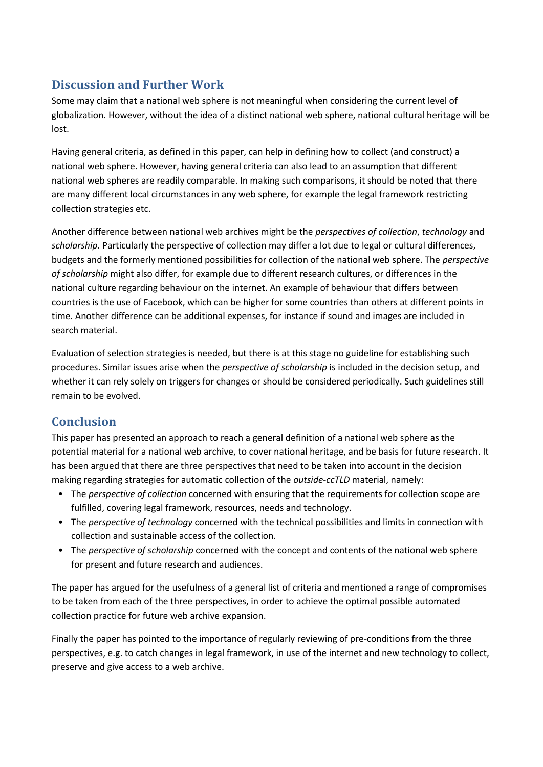## Discussion and Further Work

Some may claim that a national web sphere is not meaningful when considering the current level of globalization. However, without the idea of a distinct national web sphere, national cultural heritage will be lost.

Having general criteria, as defined in this paper, can help in defining how to collect (and construct) a national web sphere. However, having general criteria can also lead to an assumption that different national web spheres are readily comparable. In making such comparisons, it should be noted that there are many different local circumstances in any web sphere, for example the legal framework restricting collection strategies etc.

Another difference between national web archives might be the *perspectives of collection*, *technology* and *scholarship*. Particularly the perspective of collection may differ a lot due to legal or cultural differences, budgets and the formerly mentioned possibilities for collection of the national web sphere. The *perspective of scholarship* might also differ, for example due to different research cultures, or differences in the national culture regarding behaviour on the internet. An example of behaviour that differs between countries is the use of Facebook, which can be higher for some countries than others at different points in time. Another difference can be additional expenses, for instance if sound and images are included in search material.

Evaluation of selection strategies is needed, but there is at this stage no guideline for establishing such procedures. Similar issues arise when the *perspective of scholarship* is included in the decision setup, and whether it can rely solely on triggers for changes or should be considered periodically. Such guidelines still remain to be evolved.

## Conclusion

This paper has presented an approach to reach a general definition of a national web sphere as the potential material for a national web archive, to cover national heritage, and be basis for future research. It has been argued that there are three perspectives that need to be taken into account in the decision making regarding strategies for automatic collection of the *outside-ccTLD* material, namely:

- The *perspective of collection* concerned with ensuring that the requirements for collection scope are fulfilled, covering legal framework, resources, needs and technology.
- The *perspective of technology* concerned with the technical possibilities and limits in connection with collection and sustainable access of the collection.
- The *perspective of scholarship* concerned with the concept and contents of the national web sphere for present and future research and audiences.

The paper has argued for the usefulness of a general list of criteria and mentioned a range of compromises to be taken from each of the three perspectives, in order to achieve the optimal possible automated collection practice for future web archive expansion.

Finally the paper has pointed to the importance of regularly reviewing of pre-conditions from the three perspectives, e.g. to catch changes in legal framework, in use of the internet and new technology to collect, preserve and give access to a web archive.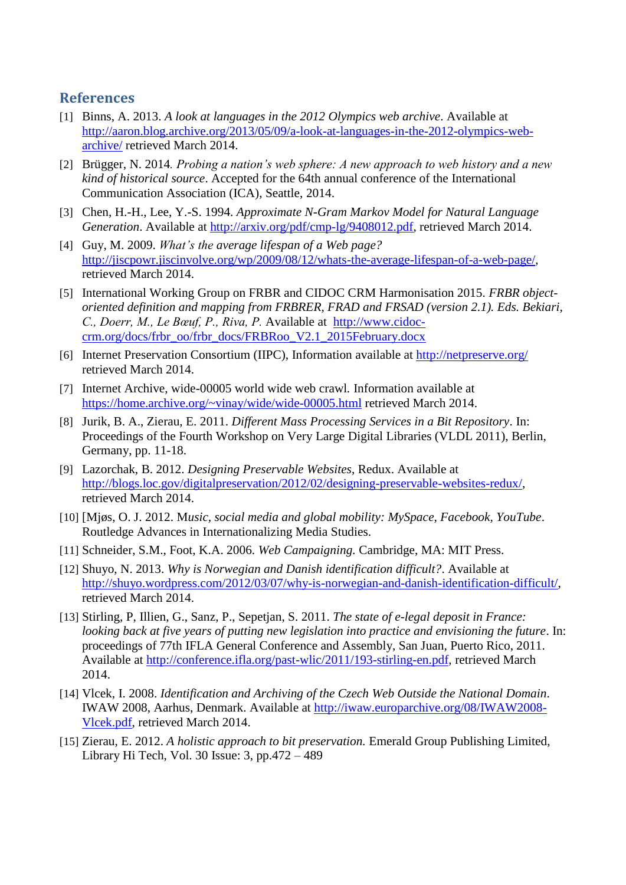## References

[1] Binns, A. 2013. *A look at languages in the 2012 Olympics web archive*. Available at http://aaron.blog.archive.org/2013/05/09/a-look-at-languages-in-the-2012-olympics-web-archive/ retrieved March 2014.

[2] Brügger, N. 2014*. Probing a nation's web sphere: A new approach to web history and a new kind of historical source*. Accepted for the 64th annual conference of the International Communication Association (ICA), Seattle, 2014.

[3] Chen, H.-H., Lee, Y.-S. 1994. *Approximate N-Gram Markov Model for Natural Language Generation*. Available at http://arxiv.org/pdf/cmp-lg/9408012.pdf, retrieved March 2014.

[4] Guy, M. 2009. *What's the average lifespan of a Web page?* http://jiscpowr.jiscinvolve.org/wp/2009/08/12/whats-the-average-lifespan-of-a-web-page/, retrieved March 2014.

[5] International Working Group on FRBR and CIDOC CRM Harmonisation 2015. *FRBR object-oriented definition and mapping from FRBRER, FRAD and FRSAD (version 2.1). Eds. Bekiari, C., Doerr, M., Le Bœuf, P., Riva, P.* Available at http://www.cidoc-crm.org/docs/frbr_oo/frbr_docs/FRBRoo_V2.1_2015February.docx

[6] Internet Preservation Consortium (IIPC), Information available at http://netpreserve.org/ retrieved March 2014.

[7] Internet Archive, wide-00005 world wide web crawl. Information available at https://home.archive.org/~vinay/wide/wide-00005.html retrieved March 2014.

[8] Jurik, B. A., Zierau, E. 2011. *Different Mass Processing Services in a Bit Repository*. In: Proceedings of the Fourth Workshop on Very Large Digital Libraries (VLDL 2011), Berlin, Germany, pp. 11-18.

[9] Lazorchak, B. 2012. *Designing Preservable Websites*, Redux. Available at http://blogs.loc.gov/digitalpreservation/2012/02/designing-preservable-websites-redux/, retrieved March 2014.

[10] [Mjøs, O. J. 2012. M*usic, social media and global mobility: MySpace, Facebook, YouTube*. Routledge Advances in Internationalizing Media Studies.

[11] Schneider, S.M., Foot, K.A. 2006. *Web Campaigning.* Cambridge, MA: MIT Press.

[12] Shuyo, N. 2013. *Why is Norwegian and Danish identification difficult?*. Available at http://shuyo.wordpress.com/2012/03/07/why-is-norwegian-and-danish-identification-difficult/, retrieved March 2014.

[13] Stirling, P, Illien, G., Sanz, P., Sepetjan, S. 2011. *The state of e-legal deposit in France: looking back at five years of putting new legislation into practice and envisioning the future*. In: proceedings of 77th IFLA General Conference and Assembly, San Juan, Puerto Rico, 2011. Available at http://conference.ifla.org/past-wlic/2011/193-stirling-en.pdf, retrieved March 2014.

[14] Vlcek, I. 2008. *Identification and Archiving of the Czech Web Outside the National Domain*. IWAW 2008, Aarhus, Denmark. Available at http://iwaw.europarchive.org/08/IWAW2008-Vlcek.pdf, retrieved March 2014.

[15] Zierau, E. 2012. *A holistic approach to bit preservation.* Emerald Group Publishing Limited, Library Hi Tech, Vol. 30 Issue: 3, pp.472 – 489